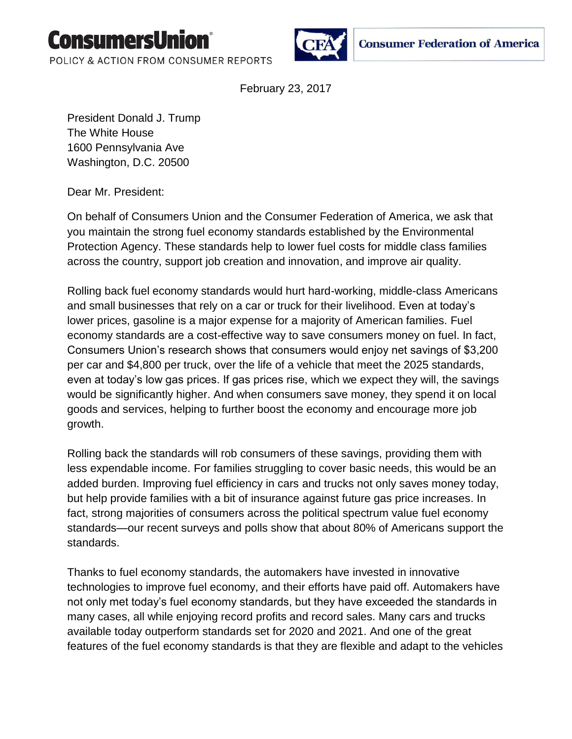**ConsumersUnion®**
POLICY & ACTION FROM CONSUMER REPORTS

**Consumer Federation of America**

February 23, 2017

President Donald J. Trump
The White House
1600 Pennsylvania Ave
Washington, D.C. 20500

Dear Mr. President:

On behalf of Consumers Union and the Consumer Federation of America, we ask that you maintain the strong fuel economy standards established by the Environmental Protection Agency. These standards help to lower fuel costs for middle class families across the country, support job creation and innovation, and improve air quality.

Rolling back fuel economy standards would hurt hard-working, middle-class Americans and small businesses that rely on a car or truck for their livelihood. Even at today's lower prices, gasoline is a major expense for a majority of American families. Fuel economy standards are a cost-effective way to save consumers money on fuel. In fact, Consumers Union's research shows that consumers would enjoy net savings of $3,200 per car and $4,800 per truck, over the life of a vehicle that meet the 2025 standards, even at today's low gas prices. If gas prices rise, which we expect they will, the savings would be significantly higher. And when consumers save money, they spend it on local goods and services, helping to further boost the economy and encourage more job growth.

Rolling back the standards will rob consumers of these savings, providing them with less expendable income. For families struggling to cover basic needs, this would be an added burden. Improving fuel efficiency in cars and trucks not only saves money today, but help provide families with a bit of insurance against future gas price increases. In fact, strong majorities of consumers across the political spectrum value fuel economy standards—our recent surveys and polls show that about 80% of Americans support the standards.

Thanks to fuel economy standards, the automakers have invested in innovative technologies to improve fuel economy, and their efforts have paid off. Automakers have not only met today's fuel economy standards, but they have exceeded the standards in many cases, all while enjoying record profits and record sales. Many cars and trucks available today outperform standards set for 2020 and 2021. And one of the great features of the fuel economy standards is that they are flexible and adapt to the vehicles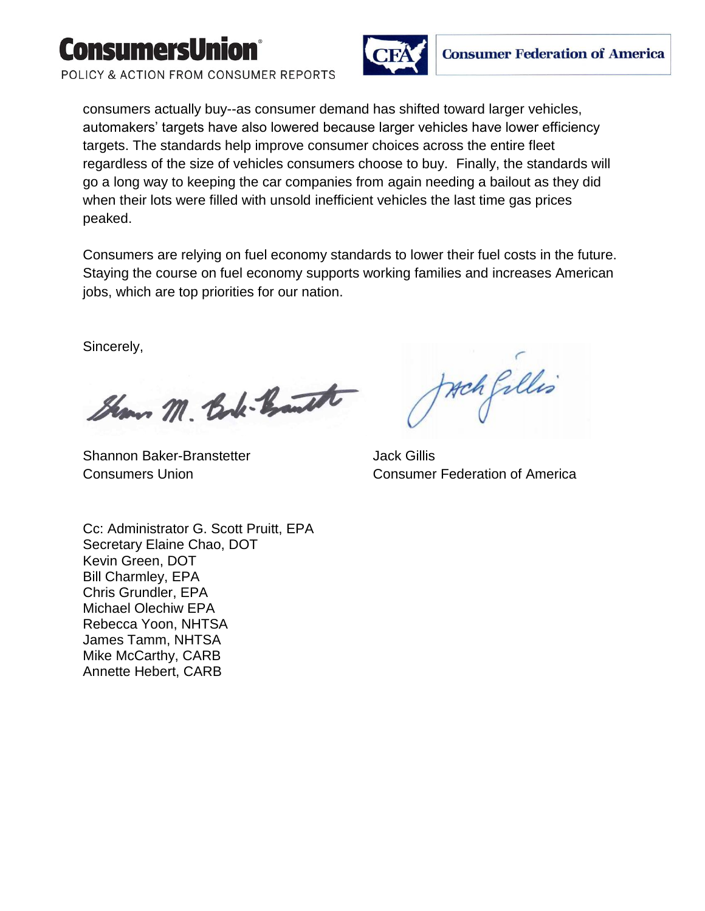consumers actually buy--as consumer demand has shifted toward larger vehicles, automakers' targets have also lowered because larger vehicles have lower efficiency targets. The standards help improve consumer choices across the entire fleet regardless of the size of vehicles consumers choose to buy. Finally, the standards will go a long way to keeping the car companies from again needing a bailout as they did when their lots were filled with unsold inefficient vehicles the last time gas prices peaked.

Consumers are relying on fuel economy standards to lower their fuel costs in the future. Staying the course on fuel economy supports working families and increases American jobs, which are top priorities for our nation.

Sincerely,

Shannon Baker-Branstetter
Consumers Union

Jack Gillis
Consumer Federation of America

Cc: Administrator G. Scott Pruitt, EPA
Secretary Elaine Chao, DOT
Kevin Green, DOT
Bill Charmley, EPA
Chris Grundler, EPA
Michael Olechiw EPA
Rebecca Yoon, NHTSA
James Tamm, NHTSA
Mike McCarthy, CARB
Annette Hebert, CARB